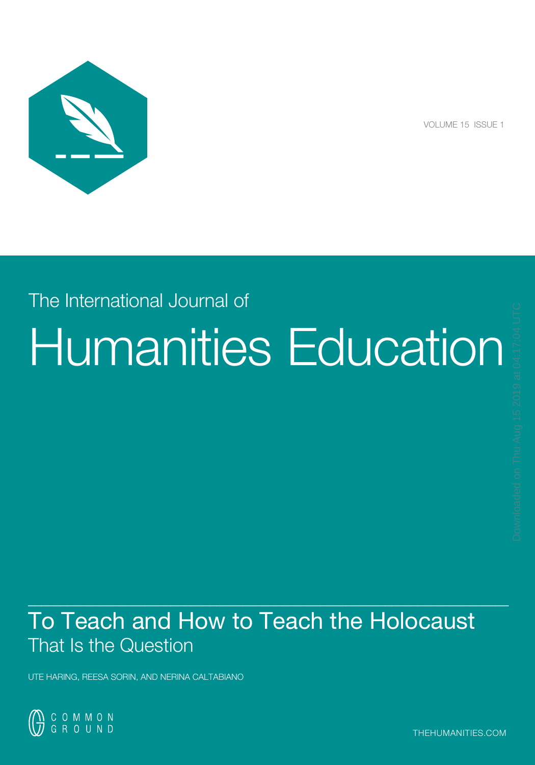VOLUME 15 ISSUE 1

The International Journal of

# Humanities Education

## To Teach and How to Teach the Holocaust
### That Is the Question

UTE HARING, REESA SORIN, AND NERINA CALTABIANO

COMMON GROUND

THEHUMANITIES.COM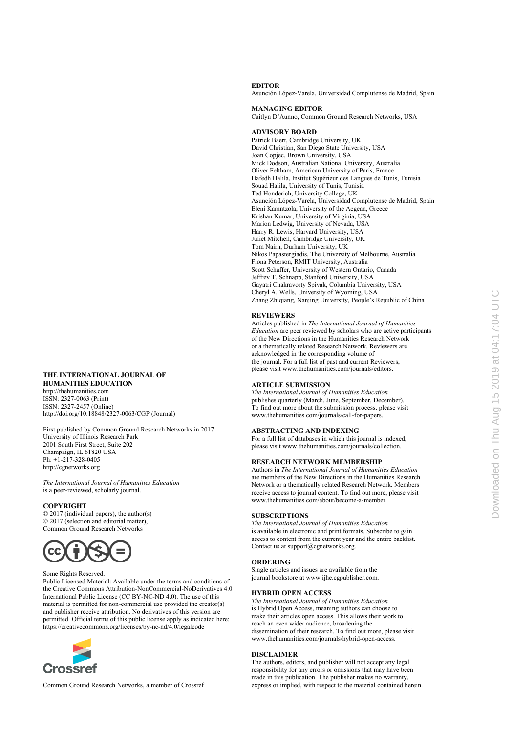**THE INTERNATIONAL JOURNAL OF HUMANITIES EDUCATION**
http://thehumanities.com
ISSN: 2327-0063 (Print)
ISSN: 2327-2457 (Online)
http://doi.org/10.18848/2327-0063/CGP (Journal)

First published by Common Ground Research Networks in 2017
University of Illinois Research Park
2001 South First Street, Suite 202
Champaign, IL 61820 USA
Ph: +1-217-328-0405
http://cgnetworks.org

*The International Journal of Humanities Education* is a peer-reviewed, scholarly journal.

**COPYRIGHT**
© 2017 (individual papers), the author(s)
© 2017 (selection and editorial matter),
Common Ground Research Networks

Some Rights Reserved.
Public Licensed Material: Available under the terms and conditions of the Creative Commons Attribution-NonCommercial-NoDerivatives 4.0 International Public License (CC BY-NC-ND 4.0). The use of this material is permitted for non-commercial use provided the creator(s) and publisher receive attribution. No derivatives of this version are permitted. Official terms of this public license apply as indicated here: https://creativecommons.org/licenses/by-nc-nd/4.0/legalcode

Common Ground Research Networks, a member of Crossref

**EDITOR**
Asunción López-Varela, Universidad Complutense de Madrid, Spain

**MANAGING EDITOR**
Caitlyn D'Aunno, Common Ground Research Networks, USA

**ADVISORY BOARD**
Patrick Baert, Cambridge University, UK
David Christian, San Diego State University, USA
Joan Copjec, Brown University, USA
Mick Dodson, Australian National University, Australia
Oliver Feltham, American University of Paris, France
Hafedh Halila, Institut Supérieur des Langues de Tunis, Tunisia
Souad Halila, University of Tunis, Tunisia
Ted Honderich, University College, UK
Asunción López-Varela, Universidad Complutense de Madrid, Spain
Eleni Karantzola, University of the Aegean, Greece
Krishan Kumar, University of Virginia, USA
Marion Ledwig, University of Nevada, USA
Harry R. Lewis, Harvard University, USA
Juliet Mitchell, Cambridge University, UK
Tom Nairn, Durham University, UK
Nikos Papastergiadis, The University of Melbourne, Australia
Fiona Peterson, RMIT University, Australia
Scott Schaffer, University of Western Ontario, Canada
Jeffrey T. Schnapp, Stanford University, USA
Gayatri Chakravorty Spivak, Columbia University, USA
Cheryl A. Wells, University of Wyoming, USA
Zhang Zhiqiang, Nanjing University, People's Republic of China

**REVIEWERS**
Articles published in *The International Journal of Humanities Education* are peer reviewed by scholars who are active participants of the New Directions in the Humanities Research Network or a thematically related Research Network. Reviewers are acknowledged in the corresponding volume of the journal. For a full list of past and current Reviewers, please visit www.thehumanities.com/journals/editors.

**ARTICLE SUBMISSION**
*The International Journal of Humanities Education* publishes quarterly (March, June, September, December). To find out more about the submission process, please visit www.thehumanities.com/journals/call-for-papers.

**ABSTRACTING AND INDEXING**
For a full list of databases in which this journal is indexed, please visit www.thehumanities.com/journals/collection.

**RESEARCH NETWORK MEMBERSHIP**
Authors in *The International Journal of Humanities Education* are members of the New Directions in the Humanities Research Network or a thematically related Research Network. Members receive access to journal content. To find out more, please visit www.thehumanities.com/about/become-a-member.

**SUBSCRIPTIONS**
*The International Journal of Humanities Education* is available in electronic and print formats. Subscribe to gain access to content from the current year and the entire backlist. Contact us at support@cgnetworks.org.

**ORDERING**
Single articles and issues are available from the journal bookstore at www.ijhe.cgpublisher.com.

**HYBRID OPEN ACCESS**
*The International Journal of Humanities Education* is Hybrid Open Access, meaning authors can choose to make their articles open access. This allows their work to reach an even wider audience, broadening the dissemination of their research. To find out more, please visit www.thehumanities.com/journals/hybrid-open-access.

**DISCLAIMER**
The authors, editors, and publisher will not accept any legal responsibility for any errors or omissions that may have been made in this publication. The publisher makes no warranty, express or implied, with respect to the material contained herein.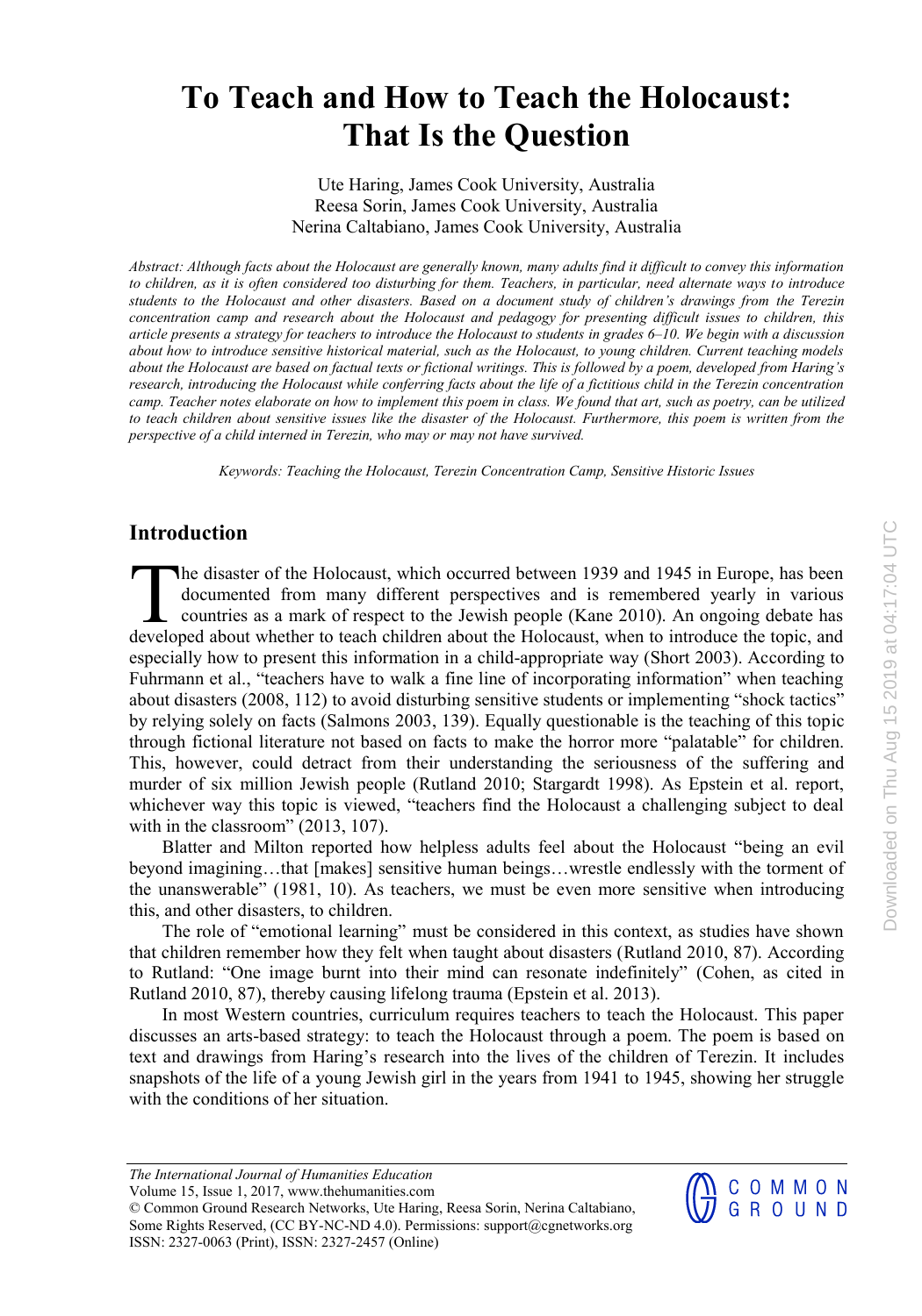# To Teach and How to Teach the Holocaust: That Is the Question

Ute Haring, James Cook University, Australia
Reesa Sorin, James Cook University, Australia
Nerina Caltabiano, James Cook University, Australia

*Abstract: Although facts about the Holocaust are generally known, many adults find it difficult to convey this information to children, as it is often considered too disturbing for them. Teachers, in particular, need alternate ways to introduce students to the Holocaust and other disasters. Based on a document study of children's drawings from the Terezin concentration camp and research about the Holocaust and pedagogy for presenting difficult issues to children, this article presents a strategy for teachers to introduce the Holocaust to students in grades 6–10. We begin with a discussion about how to introduce sensitive historical material, such as the Holocaust, to young children. Current teaching models about the Holocaust are based on factual texts or fictional writings. This is followed by a poem, developed from Haring's research, introducing the Holocaust while conferring facts about the life of a fictitious child in the Terezin concentration camp. Teacher notes elaborate on how to implement this poem in class. We found that art, such as poetry, can be utilized to teach children about sensitive issues like the disaster of the Holocaust. Furthermore, this poem is written from the perspective of a child interned in Terezin, who may or may not have survived.*

*Keywords: Teaching the Holocaust, Terezin Concentration Camp, Sensitive Historic Issues*

## Introduction

The disaster of the Holocaust, which occurred between 1939 and 1945 in Europe, has been documented from many different perspectives and is remembered yearly in various countries as a mark of respect to the Jewish people (Kane 2010). An ongoing debate has developed about whether to teach children about the Holocaust, when to introduce the topic, and especially how to present this information in a child-appropriate way (Short 2003). According to Fuhrmann et al., "teachers have to walk a fine line of incorporating information" when teaching about disasters (2008, 112) to avoid disturbing sensitive students or implementing "shock tactics" by relying solely on facts (Salmons 2003, 139). Equally questionable is the teaching of this topic through fictional literature not based on facts to make the horror more "palatable" for children. This, however, could detract from their understanding the seriousness of the suffering and murder of six million Jewish people (Rutland 2010; Stargardt 1998). As Epstein et al. report, whichever way this topic is viewed, "teachers find the Holocaust a challenging subject to deal with in the classroom" (2013, 107).

Blatter and Milton reported how helpless adults feel about the Holocaust "being an evil beyond imagining…that [makes] sensitive human beings…wrestle endlessly with the torment of the unanswerable" (1981, 10). As teachers, we must be even more sensitive when introducing this, and other disasters, to children.

The role of "emotional learning" must be considered in this context, as studies have shown that children remember how they felt when taught about disasters (Rutland 2010, 87). According to Rutland: "One image burnt into their mind can resonate indefinitely" (Cohen, as cited in Rutland 2010, 87), thereby causing lifelong trauma (Epstein et al. 2013).

In most Western countries, curriculum requires teachers to teach the Holocaust. This paper discusses an arts-based strategy: to teach the Holocaust through a poem. The poem is based on text and drawings from Haring's research into the lives of the children of Terezin. It includes snapshots of the life of a young Jewish girl in the years from 1941 to 1945, showing her struggle with the conditions of her situation.

*The International Journal of Humanities Education*
Volume 15, Issue 1, 2017, www.thehumanities.com
© Common Ground Research Networks, Ute Haring, Reesa Sorin, Nerina Caltabiano, Some Rights Reserved, (CC BY-NC-ND 4.0). Permissions: support@cgnetworks.org
ISSN: 2327-0063 (Print), ISSN: 2327-2457 (Online)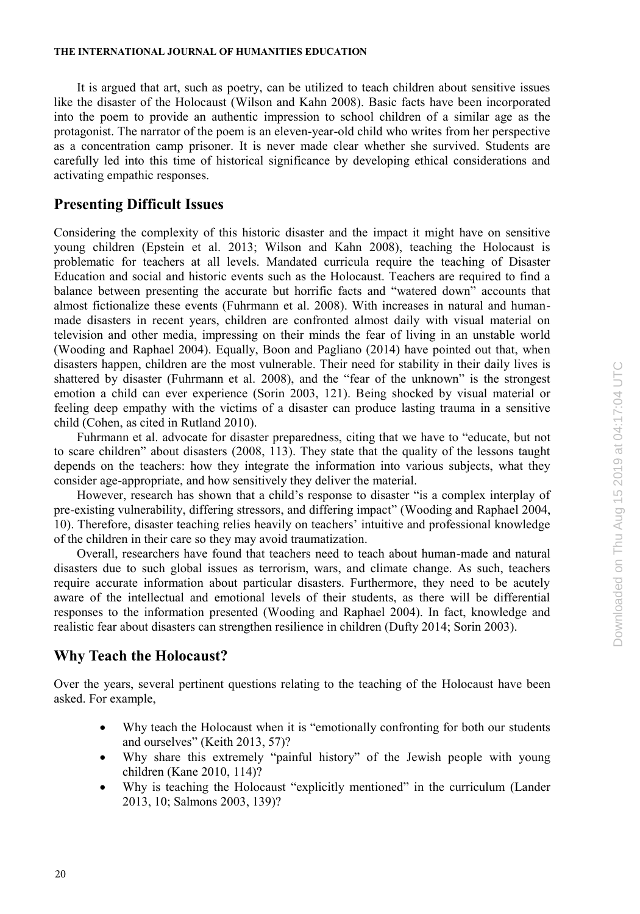It is argued that art, such as poetry, can be utilized to teach children about sensitive issues like the disaster of the Holocaust (Wilson and Kahn 2008). Basic facts have been incorporated into the poem to provide an authentic impression to school children of a similar age as the protagonist. The narrator of the poem is an eleven-year-old child who writes from her perspective as a concentration camp prisoner. It is never made clear whether she survived. Students are carefully led into this time of historical significance by developing ethical considerations and activating empathic responses.

## Presenting Difficult Issues

Considering the complexity of this historic disaster and the impact it might have on sensitive young children (Epstein et al. 2013; Wilson and Kahn 2008), teaching the Holocaust is problematic for teachers at all levels. Mandated curricula require the teaching of Disaster Education and social and historic events such as the Holocaust. Teachers are required to find a balance between presenting the accurate but horrific facts and "watered down" accounts that almost fictionalize these events (Fuhrmann et al. 2008). With increases in natural and human-made disasters in recent years, children are confronted almost daily with visual material on television and other media, impressing on their minds the fear of living in an unstable world (Wooding and Raphael 2004). Equally, Boon and Pagliano (2014) have pointed out that, when disasters happen, children are the most vulnerable. Their need for stability in their daily lives is shattered by disaster (Fuhrmann et al. 2008), and the "fear of the unknown" is the strongest emotion a child can ever experience (Sorin 2003, 121). Being shocked by visual material or feeling deep empathy with the victims of a disaster can produce lasting trauma in a sensitive child (Cohen, as cited in Rutland 2010).

Fuhrmann et al. advocate for disaster preparedness, citing that we have to "educate, but not to scare children" about disasters (2008, 113). They state that the quality of the lessons taught depends on the teachers: how they integrate the information into various subjects, what they consider age-appropriate, and how sensitively they deliver the material.

However, research has shown that a child's response to disaster "is a complex interplay of pre-existing vulnerability, differing stressors, and differing impact" (Wooding and Raphael 2004, 10). Therefore, disaster teaching relies heavily on teachers' intuitive and professional knowledge of the children in their care so they may avoid traumatization.

Overall, researchers have found that teachers need to teach about human-made and natural disasters due to such global issues as terrorism, wars, and climate change. As such, teachers require accurate information about particular disasters. Furthermore, they need to be acutely aware of the intellectual and emotional levels of their students, as there will be differential responses to the information presented (Wooding and Raphael 2004). In fact, knowledge and realistic fear about disasters can strengthen resilience in children (Dufty 2014; Sorin 2003).

## Why Teach the Holocaust?

Over the years, several pertinent questions relating to the teaching of the Holocaust have been asked. For example,

- Why teach the Holocaust when it is "emotionally confronting for both our students and ourselves" (Keith 2013, 57)?
- Why share this extremely "painful history" of the Jewish people with young children (Kane 2010, 114)?
- Why is teaching the Holocaust "explicitly mentioned" in the curriculum (Lander 2013, 10; Salmons 2003, 139)?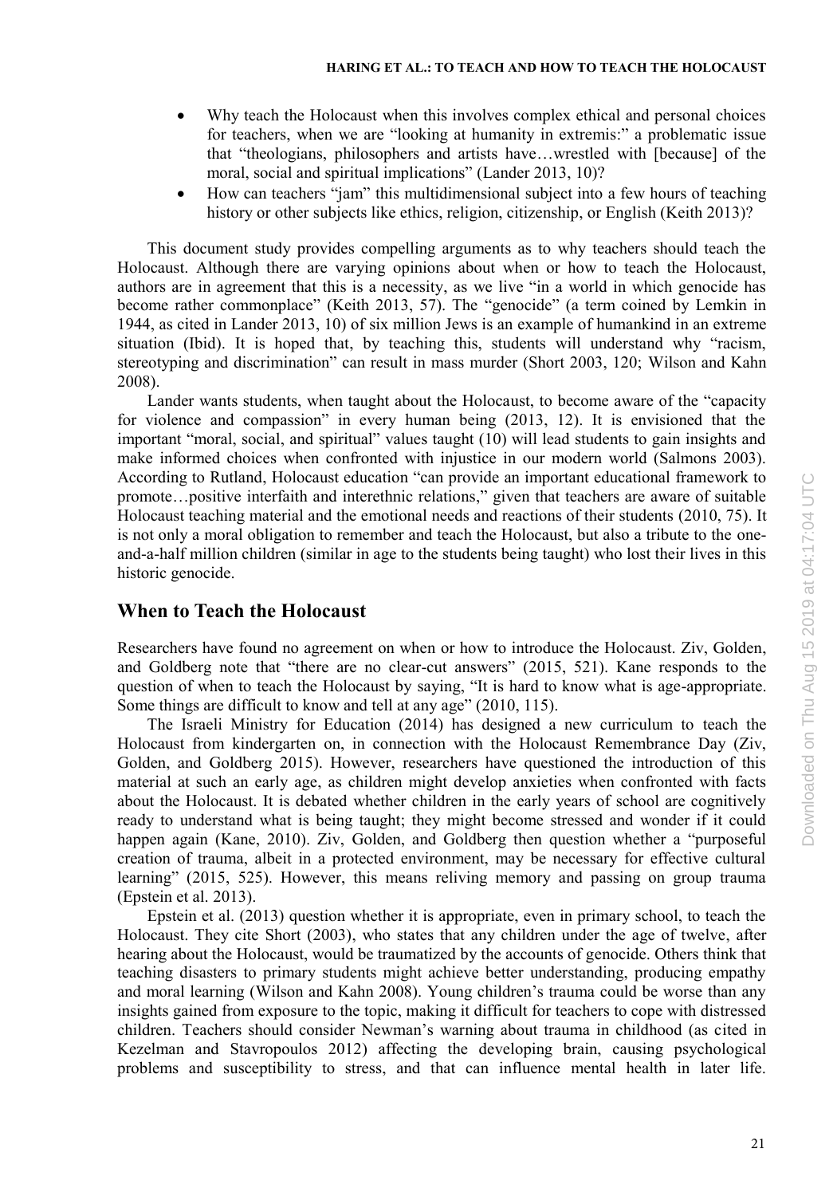- Why teach the Holocaust when this involves complex ethical and personal choices for teachers, when we are "looking at humanity in extremis:" a problematic issue that "theologians, philosophers and artists have…wrestled with [because] of the moral, social and spiritual implications" (Lander 2013, 10)?
- How can teachers "jam" this multidimensional subject into a few hours of teaching history or other subjects like ethics, religion, citizenship, or English (Keith 2013)?

This document study provides compelling arguments as to why teachers should teach the Holocaust. Although there are varying opinions about when or how to teach the Holocaust, authors are in agreement that this is a necessity, as we live "in a world in which genocide has become rather commonplace" (Keith 2013, 57). The "genocide" (a term coined by Lemkin in 1944, as cited in Lander 2013, 10) of six million Jews is an example of humankind in an extreme situation (Ibid). It is hoped that, by teaching this, students will understand why "racism, stereotyping and discrimination" can result in mass murder (Short 2003, 120; Wilson and Kahn 2008).

Lander wants students, when taught about the Holocaust, to become aware of the "capacity for violence and compassion" in every human being (2013, 12). It is envisioned that the important "moral, social, and spiritual" values taught (10) will lead students to gain insights and make informed choices when confronted with injustice in our modern world (Salmons 2003). According to Rutland, Holocaust education "can provide an important educational framework to promote…positive interfaith and interethnic relations," given that teachers are aware of suitable Holocaust teaching material and the emotional needs and reactions of their students (2010, 75). It is not only a moral obligation to remember and teach the Holocaust, but also a tribute to the one-and-a-half million children (similar in age to the students being taught) who lost their lives in this historic genocide.

## When to Teach the Holocaust

Researchers have found no agreement on when or how to introduce the Holocaust. Ziv, Golden, and Goldberg note that "there are no clear-cut answers" (2015, 521). Kane responds to the question of when to teach the Holocaust by saying, "It is hard to know what is age-appropriate. Some things are difficult to know and tell at any age" (2010, 115).

The Israeli Ministry for Education (2014) has designed a new curriculum to teach the Holocaust from kindergarten on, in connection with the Holocaust Remembrance Day (Ziv, Golden, and Goldberg 2015). However, researchers have questioned the introduction of this material at such an early age, as children might develop anxieties when confronted with facts about the Holocaust. It is debated whether children in the early years of school are cognitively ready to understand what is being taught; they might become stressed and wonder if it could happen again (Kane, 2010). Ziv, Golden, and Goldberg then question whether a "purposeful creation of trauma, albeit in a protected environment, may be necessary for effective cultural learning" (2015, 525). However, this means reliving memory and passing on group trauma (Epstein et al. 2013).

Epstein et al. (2013) question whether it is appropriate, even in primary school, to teach the Holocaust. They cite Short (2003), who states that any children under the age of twelve, after hearing about the Holocaust, would be traumatized by the accounts of genocide. Others think that teaching disasters to primary students might achieve better understanding, producing empathy and moral learning (Wilson and Kahn 2008). Young children's trauma could be worse than any insights gained from exposure to the topic, making it difficult for teachers to cope with distressed children. Teachers should consider Newman's warning about trauma in childhood (as cited in Kezelman and Stavropoulos 2012) affecting the developing brain, causing psychological problems and susceptibility to stress, and that can influence mental health in later life.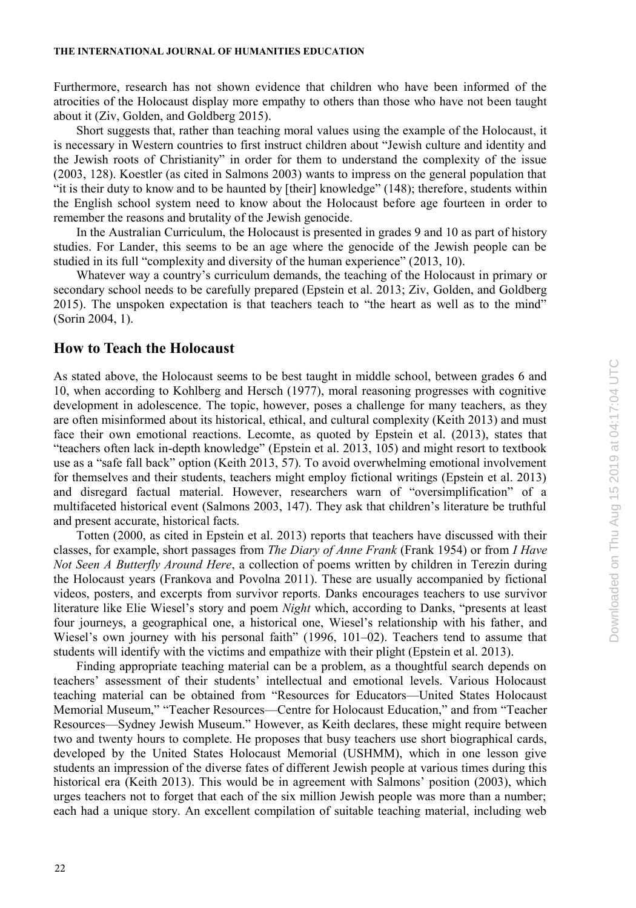Furthermore, research has not shown evidence that children who have been informed of the atrocities of the Holocaust display more empathy to others than those who have not been taught about it (Ziv, Golden, and Goldberg 2015).

Short suggests that, rather than teaching moral values using the example of the Holocaust, it is necessary in Western countries to first instruct children about "Jewish culture and identity and the Jewish roots of Christianity" in order for them to understand the complexity of the issue (2003, 128). Koestler (as cited in Salmons 2003) wants to impress on the general population that "it is their duty to know and to be haunted by [their] knowledge" (148); therefore, students within the English school system need to know about the Holocaust before age fourteen in order to remember the reasons and brutality of the Jewish genocide.

In the Australian Curriculum, the Holocaust is presented in grades 9 and 10 as part of history studies. For Lander, this seems to be an age where the genocide of the Jewish people can be studied in its full "complexity and diversity of the human experience" (2013, 10).

Whatever way a country's curriculum demands, the teaching of the Holocaust in primary or secondary school needs to be carefully prepared (Epstein et al. 2013; Ziv, Golden, and Goldberg 2015). The unspoken expectation is that teachers teach to "the heart as well as to the mind" (Sorin 2004, 1).

## How to Teach the Holocaust

As stated above, the Holocaust seems to be best taught in middle school, between grades 6 and 10, when according to Kohlberg and Hersch (1977), moral reasoning progresses with cognitive development in adolescence. The topic, however, poses a challenge for many teachers, as they are often misinformed about its historical, ethical, and cultural complexity (Keith 2013) and must face their own emotional reactions. Lecomte, as quoted by Epstein et al. (2013), states that "teachers often lack in-depth knowledge" (Epstein et al. 2013, 105) and might resort to textbook use as a "safe fall back" option (Keith 2013, 57). To avoid overwhelming emotional involvement for themselves and their students, teachers might employ fictional writings (Epstein et al. 2013) and disregard factual material. However, researchers warn of "oversimplification" of a multifaceted historical event (Salmons 2003, 147). They ask that children's literature be truthful and present accurate, historical facts.

Totten (2000, as cited in Epstein et al. 2013) reports that teachers have discussed with their classes, for example, short passages from *The Diary of Anne Frank* (Frank 1954) or from *I Have Not Seen A Butterfly Around Here*, a collection of poems written by children in Terezin during the Holocaust years (Frankova and Povolna 2011). These are usually accompanied by fictional videos, posters, and excerpts from survivor reports. Danks encourages teachers to use survivor literature like Elie Wiesel's story and poem *Night* which, according to Danks, "presents at least four journeys, a geographical one, a historical one, Wiesel's relationship with his father, and Wiesel's own journey with his personal faith" (1996, 101–02). Teachers tend to assume that students will identify with the victims and empathize with their plight (Epstein et al. 2013).

Finding appropriate teaching material can be a problem, as a thoughtful search depends on teachers' assessment of their students' intellectual and emotional levels. Various Holocaust teaching material can be obtained from "Resources for Educators—United States Holocaust Memorial Museum," "Teacher Resources—Centre for Holocaust Education," and from "Teacher Resources—Sydney Jewish Museum." However, as Keith declares, these might require between two and twenty hours to complete. He proposes that busy teachers use short biographical cards, developed by the United States Holocaust Memorial (USHMM), which in one lesson give students an impression of the diverse fates of different Jewish people at various times during this historical era (Keith 2013). This would be in agreement with Salmons' position (2003), which urges teachers not to forget that each of the six million Jewish people was more than a number; each had a unique story. An excellent compilation of suitable teaching material, including web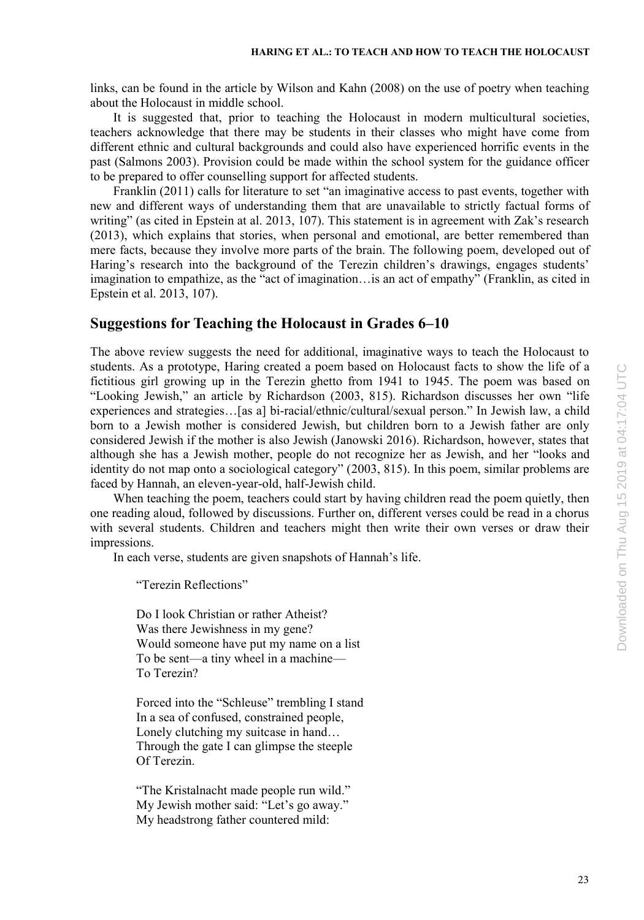links, can be found in the article by Wilson and Kahn (2008) on the use of poetry when teaching about the Holocaust in middle school.

It is suggested that, prior to teaching the Holocaust in modern multicultural societies, teachers acknowledge that there may be students in their classes who might have come from different ethnic and cultural backgrounds and could also have experienced horrific events in the past (Salmons 2003). Provision could be made within the school system for the guidance officer to be prepared to offer counselling support for affected students.

Franklin (2011) calls for literature to set "an imaginative access to past events, together with new and different ways of understanding them that are unavailable to strictly factual forms of writing" (as cited in Epstein at al. 2013, 107). This statement is in agreement with Zak's research (2013), which explains that stories, when personal and emotional, are better remembered than mere facts, because they involve more parts of the brain. The following poem, developed out of Haring's research into the background of the Terezin children's drawings, engages students' imagination to empathize, as the "act of imagination…is an act of empathy" (Franklin, as cited in Epstein et al. 2013, 107).

## Suggestions for Teaching the Holocaust in Grades 6–10

The above review suggests the need for additional, imaginative ways to teach the Holocaust to students. As a prototype, Haring created a poem based on Holocaust facts to show the life of a fictitious girl growing up in the Terezin ghetto from 1941 to 1945. The poem was based on "Looking Jewish," an article by Richardson (2003, 815). Richardson discusses her own "life experiences and strategies…[as a] bi-racial/ethnic/cultural/sexual person." In Jewish law, a child born to a Jewish mother is considered Jewish, but children born to a Jewish father are only considered Jewish if the mother is also Jewish (Janowski 2016). Richardson, however, states that although she has a Jewish mother, people do not recognize her as Jewish, and her "looks and identity do not map onto a sociological category" (2003, 815). In this poem, similar problems are faced by Hannah, an eleven-year-old, half-Jewish child.

When teaching the poem, teachers could start by having children read the poem quietly, then one reading aloud, followed by discussions. Further on, different verses could be read in a chorus with several students. Children and teachers might then write their own verses or draw their impressions.

In each verse, students are given snapshots of Hannah's life.

> "Terezin Reflections"
>
> Do I look Christian or rather Atheist?  
> Was there Jewishness in my gene?  
> Would someone have put my name on a list  
> To be sent—a tiny wheel in a machine—  
> To Terezin?
>
> Forced into the "Schleuse" trembling I stand  
> In a sea of confused, constrained people,  
> Lonely clutching my suitcase in hand…  
> Through the gate I can glimpse the steeple  
> Of Terezin.
>
> "The Kristalnacht made people run wild."  
> My Jewish mother said: "Let's go away."  
> My headstrong father countered mild: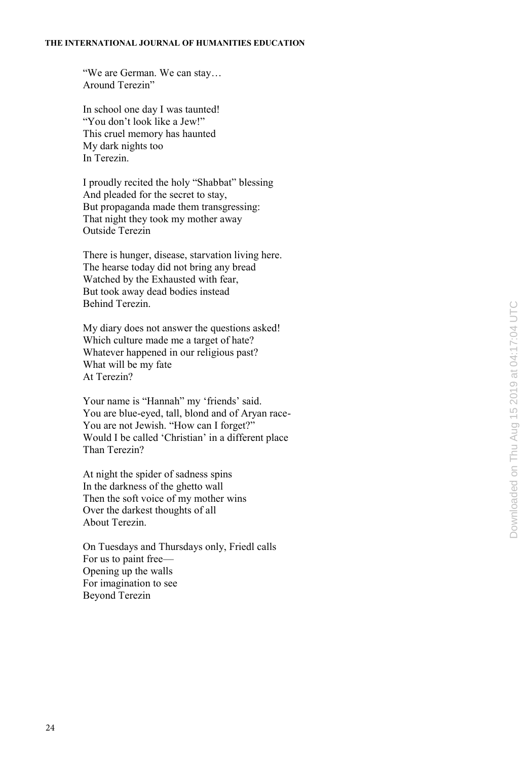"We are German. We can stay…  
Around Terezin"

In school one day I was taunted!  
"You don't look like a Jew!"  
This cruel memory has haunted  
My dark nights too  
In Terezin.

I proudly recited the holy "Shabbat" blessing  
And pleaded for the secret to stay,  
But propaganda made them transgressing:  
That night they took my mother away  
Outside Terezin

There is hunger, disease, starvation living here.  
The hearse today did not bring any bread  
Watched by the Exhausted with fear,  
But took away dead bodies instead  
Behind Terezin.

My diary does not answer the questions asked!  
Which culture made me a target of hate?  
Whatever happened in our religious past?  
What will be my fate  
At Terezin?

Your name is "Hannah" my 'friends' said.  
You are blue-eyed, tall, blond and of Aryan race-  
You are not Jewish. "How can I forget?"  
Would I be called 'Christian' in a different place  
Than Terezin?

At night the spider of sadness spins  
In the darkness of the ghetto wall  
Then the soft voice of my mother wins  
Over the darkest thoughts of all  
About Terezin.

On Tuesdays and Thursdays only, Friedl calls  
For us to paint free—  
Opening up the walls  
For imagination to see  
Beyond Terezin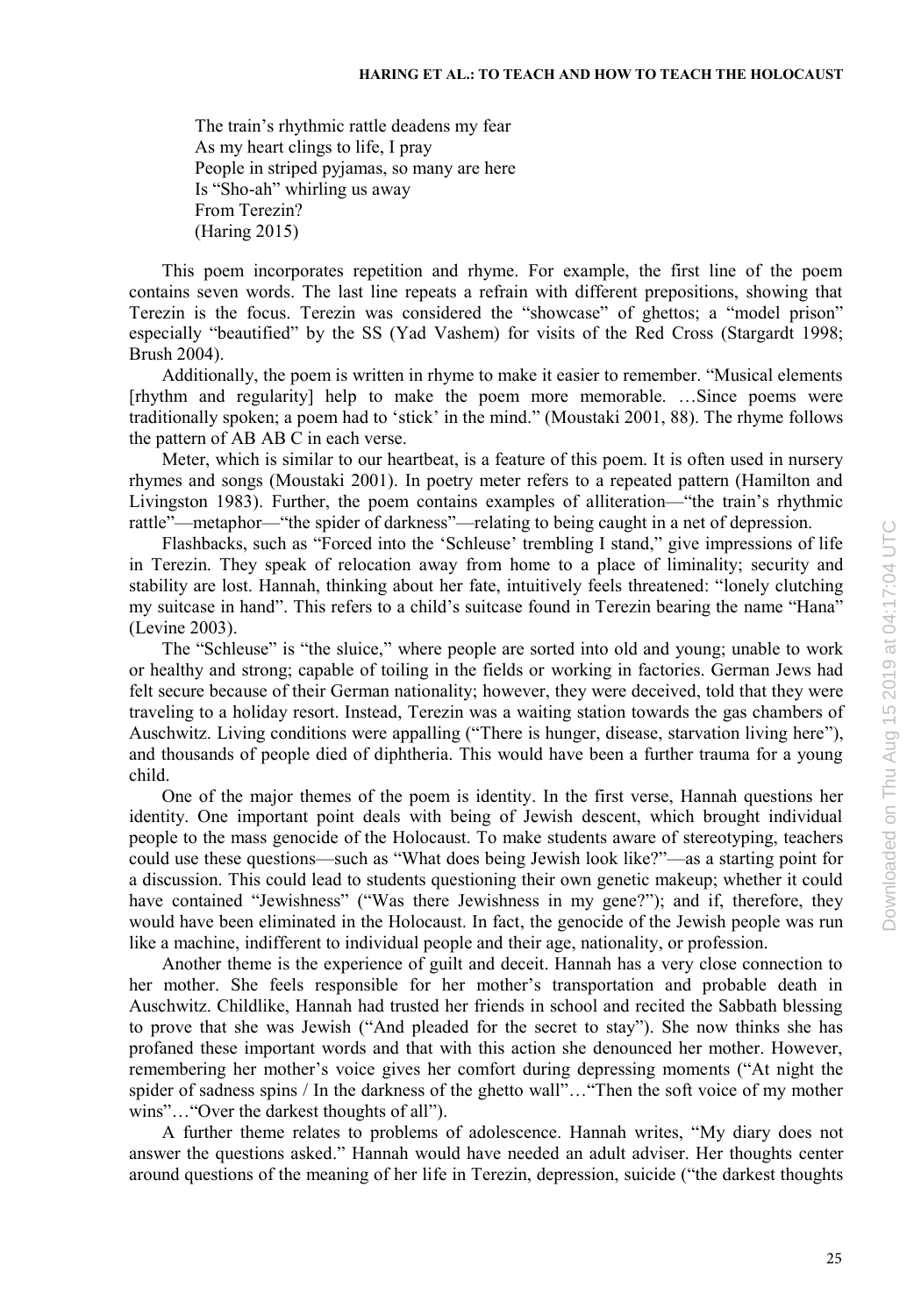The train's rhythmic rattle deadens my fear  
As my heart clings to life, I pray  
People in striped pyjamas, so many are here  
Is "Sho-ah" whirling us away  
From Terezin?  
(Haring 2015)

This poem incorporates repetition and rhyme. For example, the first line of the poem contains seven words. The last line repeats a refrain with different prepositions, showing that Terezin is the focus. Terezin was considered the "showcase" of ghettos; a "model prison" especially "beautified" by the SS (Yad Vashem) for visits of the Red Cross (Stargardt 1998; Brush 2004).

Additionally, the poem is written in rhyme to make it easier to remember. "Musical elements [rhythm and regularity] help to make the poem more memorable. …Since poems were traditionally spoken; a poem had to 'stick' in the mind." (Moustaki 2001, 88). The rhyme follows the pattern of AB AB C in each verse.

Meter, which is similar to our heartbeat, is a feature of this poem. It is often used in nursery rhymes and songs (Moustaki 2001). In poetry meter refers to a repeated pattern (Hamilton and Livingston 1983). Further, the poem contains examples of alliteration—"the train's rhythmic rattle"—metaphor—"the spider of darkness"—relating to being caught in a net of depression.

Flashbacks, such as "Forced into the 'Schleuse' trembling I stand," give impressions of life in Terezin. They speak of relocation away from home to a place of liminality; security and stability are lost. Hannah, thinking about her fate, intuitively feels threatened: "lonely clutching my suitcase in hand". This refers to a child's suitcase found in Terezin bearing the name "Hana" (Levine 2003).

The "Schleuse" is "the sluice," where people are sorted into old and young; unable to work or healthy and strong; capable of toiling in the fields or working in factories. German Jews had felt secure because of their German nationality; however, they were deceived, told that they were traveling to a holiday resort. Instead, Terezin was a waiting station towards the gas chambers of Auschwitz. Living conditions were appalling ("There is hunger, disease, starvation living here"), and thousands of people died of diphtheria. This would have been a further trauma for a young child.

One of the major themes of the poem is identity. In the first verse, Hannah questions her identity. One important point deals with being of Jewish descent, which brought individual people to the mass genocide of the Holocaust. To make students aware of stereotyping, teachers could use these questions—such as "What does being Jewish look like?"—as a starting point for a discussion. This could lead to students questioning their own genetic makeup; whether it could have contained "Jewishness" ("Was there Jewishness in my gene?"); and if, therefore, they would have been eliminated in the Holocaust. In fact, the genocide of the Jewish people was run like a machine, indifferent to individual people and their age, nationality, or profession.

Another theme is the experience of guilt and deceit. Hannah has a very close connection to her mother. She feels responsible for her mother's transportation and probable death in Auschwitz. Childlike, Hannah had trusted her friends in school and recited the Sabbath blessing to prove that she was Jewish ("And pleaded for the secret to stay"). She now thinks she has profaned these important words and that with this action she denounced her mother. However, remembering her mother's voice gives her comfort during depressing moments ("At night the spider of sadness spins / In the darkness of the ghetto wall"…"Then the soft voice of my mother wins"…"Over the darkest thoughts of all").

A further theme relates to problems of adolescence. Hannah writes, "My diary does not answer the questions asked." Hannah would have needed an adult adviser. Her thoughts center around questions of the meaning of her life in Terezin, depression, suicide ("the darkest thoughts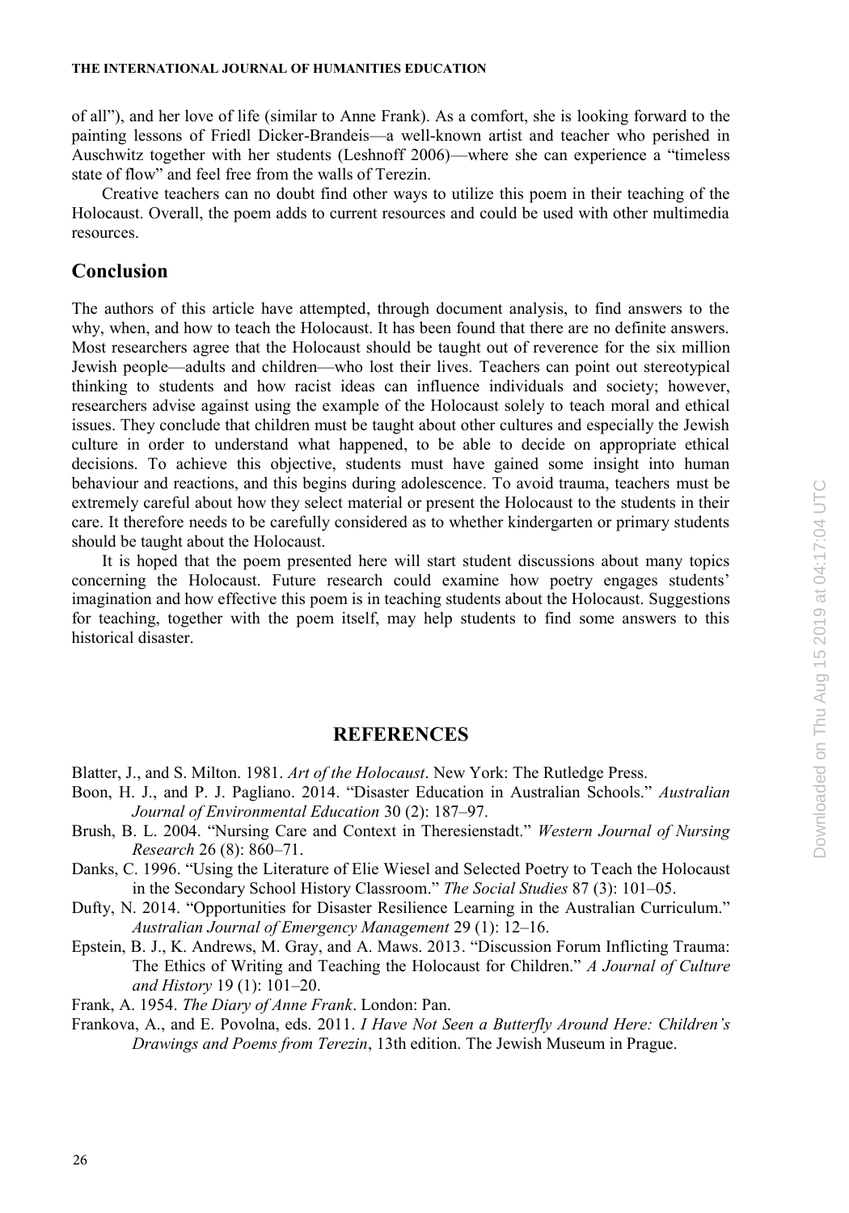of all"), and her love of life (similar to Anne Frank). As a comfort, she is looking forward to the painting lessons of Friedl Dicker-Brandeis—a well-known artist and teacher who perished in Auschwitz together with her students (Leshnoff 2006)—where she can experience a "timeless state of flow" and feel free from the walls of Terezin.

Creative teachers can no doubt find other ways to utilize this poem in their teaching of the Holocaust. Overall, the poem adds to current resources and could be used with other multimedia resources.

## Conclusion

The authors of this article have attempted, through document analysis, to find answers to the why, when, and how to teach the Holocaust. It has been found that there are no definite answers. Most researchers agree that the Holocaust should be taught out of reverence for the six million Jewish people—adults and children—who lost their lives. Teachers can point out stereotypical thinking to students and how racist ideas can influence individuals and society; however, researchers advise against using the example of the Holocaust solely to teach moral and ethical issues. They conclude that children must be taught about other cultures and especially the Jewish culture in order to understand what happened, to be able to decide on appropriate ethical decisions. To achieve this objective, students must have gained some insight into human behaviour and reactions, and this begins during adolescence. To avoid trauma, teachers must be extremely careful about how they select material or present the Holocaust to the students in their care. It therefore needs to be carefully considered as to whether kindergarten or primary students should be taught about the Holocaust.

It is hoped that the poem presented here will start student discussions about many topics concerning the Holocaust. Future research could examine how poetry engages students' imagination and how effective this poem is in teaching students about the Holocaust. Suggestions for teaching, together with the poem itself, may help students to find some answers to this historical disaster.

## REFERENCES

Blatter, J., and S. Milton. 1981. *Art of the Holocaust*. New York: The Rutledge Press.

Boon, H. J., and P. J. Pagliano. 2014. "Disaster Education in Australian Schools." *Australian Journal of Environmental Education* 30 (2): 187–97.

Brush, B. L. 2004. "Nursing Care and Context in Theresienstadt." *Western Journal of Nursing Research* 26 (8): 860–71.

Danks, C. 1996. "Using the Literature of Elie Wiesel and Selected Poetry to Teach the Holocaust in the Secondary School History Classroom." *The Social Studies* 87 (3): 101–05.

Dufty, N. 2014. "Opportunities for Disaster Resilience Learning in the Australian Curriculum." *Australian Journal of Emergency Management* 29 (1): 12–16.

Epstein, B. J., K. Andrews, M. Gray, and A. Maws. 2013. "Discussion Forum Inflicting Trauma: The Ethics of Writing and Teaching the Holocaust for Children." *A Journal of Culture and History* 19 (1): 101–20.

Frank, A. 1954. *The Diary of Anne Frank*. London: Pan.

Frankova, A., and E. Povolna, eds. 2011. *I Have Not Seen a Butterfly Around Here: Children's Drawings and Poems from Terezin*, 13th edition. The Jewish Museum in Prague.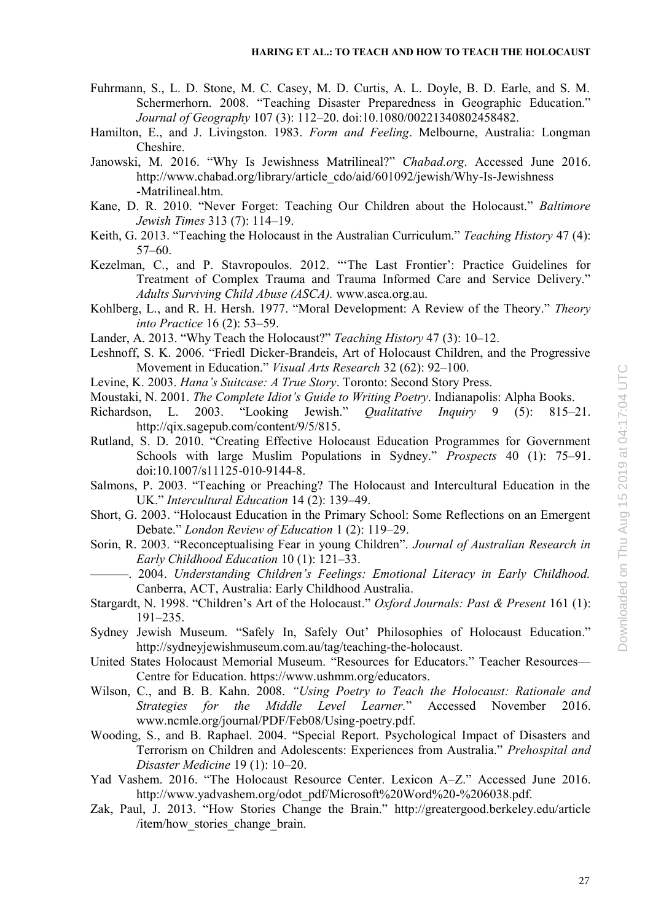Fuhrmann, S., L. D. Stone, M. C. Casey, M. D. Curtis, A. L. Doyle, B. D. Earle, and S. M. Schermerhorn. 2008. "Teaching Disaster Preparedness in Geographic Education." *Journal of Geography* 107 (3): 112–20. doi:10.1080/00221340802458482.

Hamilton, E., and J. Livingston. 1983. *Form and Feeling*. Melbourne, Australia: Longman Cheshire.

Janowski, M. 2016. "Why Is Jewishness Matrilineal?" *Chabad.org*. Accessed June 2016. http://www.chabad.org/library/article_cdo/aid/601092/jewish/Why-Is-Jewishness-Matrilineal.htm.

Kane, D. R. 2010. "Never Forget: Teaching Our Children about the Holocaust." *Baltimore Jewish Times* 313 (7): 114–19.

Keith, G. 2013. "Teaching the Holocaust in the Australian Curriculum." *Teaching History* 47 (4): 57–60.

Kezelman, C., and P. Stavropoulos. 2012. "'The Last Frontier': Practice Guidelines for Treatment of Complex Trauma and Trauma Informed Care and Service Delivery." *Adults Surviving Child Abuse (ASCA).* www.asca.org.au.

Kohlberg, L., and R. H. Hersh. 1977. "Moral Development: A Review of the Theory." *Theory into Practice* 16 (2): 53–59.

Lander, A. 2013. "Why Teach the Holocaust?" *Teaching History* 47 (3): 10–12.

Leshnoff, S. K. 2006. "Friedl Dicker-Brandeis, Art of Holocaust Children, and the Progressive Movement in Education." *Visual Arts Research* 32 (62): 92–100.

Levine, K. 2003. *Hana's Suitcase: A True Story*. Toronto: Second Story Press.

Moustaki, N. 2001. *The Complete Idiot's Guide to Writing Poetry*. Indianapolis: Alpha Books.

Richardson, L. 2003. "Looking Jewish." *Qualitative Inquiry* 9 (5): 815–21. http://qix.sagepub.com/content/9/5/815.

Rutland, S. D. 2010. "Creating Effective Holocaust Education Programmes for Government Schools with large Muslim Populations in Sydney." *Prospects* 40 (1): 75–91. doi:10.1007/s11125-010-9144-8.

Salmons, P. 2003. "Teaching or Preaching? The Holocaust and Intercultural Education in the UK." *Intercultural Education* 14 (2): 139–49.

Short, G. 2003. "Holocaust Education in the Primary School: Some Reflections on an Emergent Debate." *London Review of Education* 1 (2): 119–29.

Sorin, R. 2003. "Reconceptualising Fear in young Children". *Journal of Australian Research in Early Childhood Education* 10 (1): 121–33.

———. 2004. *Understanding Children's Feelings: Emotional Literacy in Early Childhood.* Canberra, ACT, Australia: Early Childhood Australia.

Stargardt, N. 1998. "Children's Art of the Holocaust." *Oxford Journals: Past & Present* 161 (1): 191–235.

Sydney Jewish Museum. "Safely In, Safely Out' Philosophies of Holocaust Education." http://sydneyjewishmuseum.com.au/tag/teaching-the-holocaust.

United States Holocaust Memorial Museum. "Resources for Educators." Teacher Resources—Centre for Education. https://www.ushmm.org/educators.

Wilson, C., and B. B. Kahn. 2008. *"Using Poetry to Teach the Holocaust: Rationale and Strategies for the Middle Level Learner."* Accessed November 2016. www.ncmle.org/journal/PDF/Feb08/Using-poetry.pdf.

Wooding, S., and B. Raphael. 2004. "Special Report. Psychological Impact of Disasters and Terrorism on Children and Adolescents: Experiences from Australia." *Prehospital and Disaster Medicine* 19 (1): 10–20.

Yad Vashem. 2016. "The Holocaust Resource Center. Lexicon A–Z." Accessed June 2016. http://www.yadvashem.org/odot_pdf/Microsoft%20Word%20-%206038.pdf.

Zak, Paul, J. 2013. "How Stories Change the Brain." http://greatergood.berkeley.edu/article/item/how_stories_change_brain.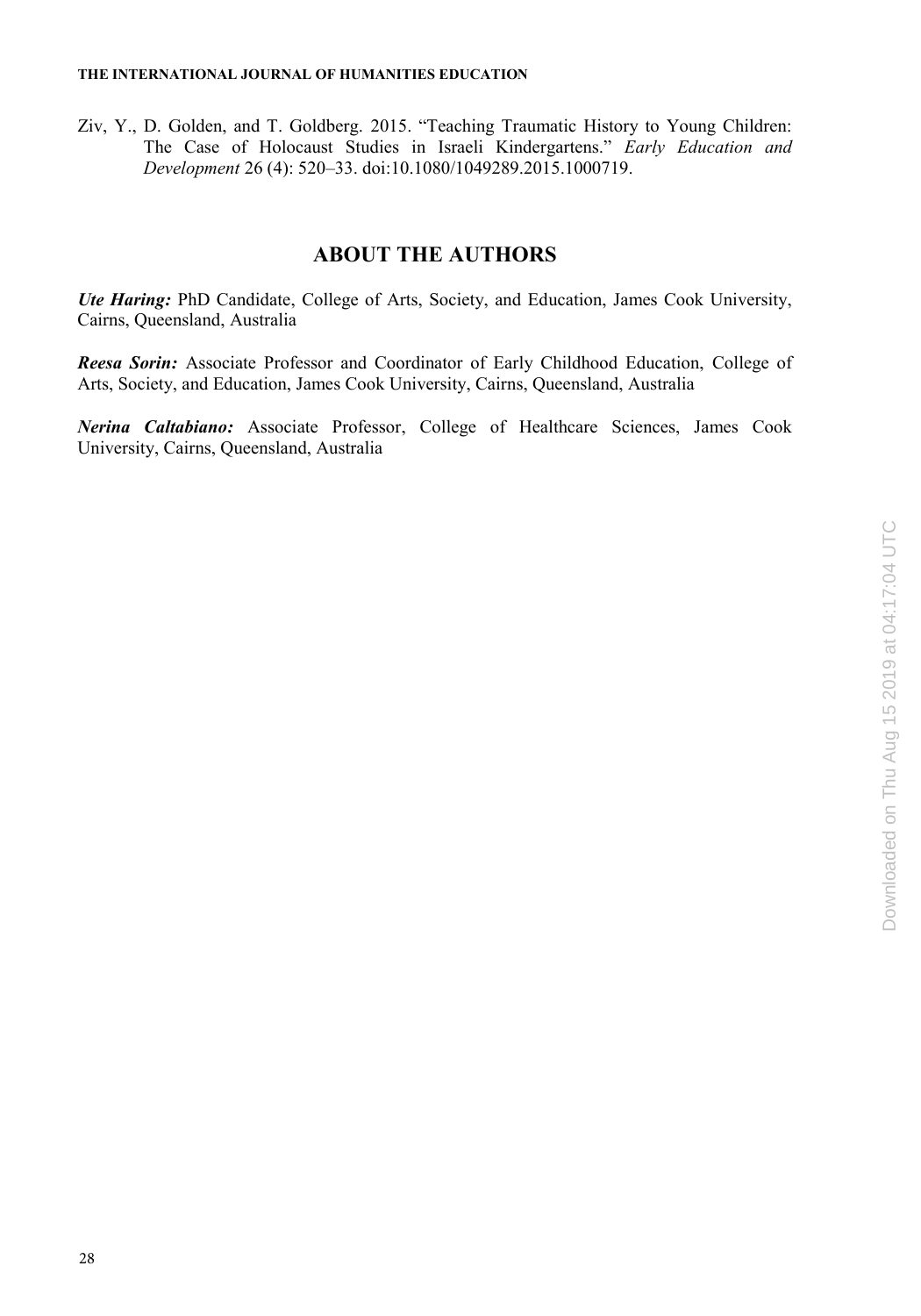Ziv, Y., D. Golden, and T. Goldberg. 2015. "Teaching Traumatic History to Young Children: The Case of Holocaust Studies in Israeli Kindergartens." *Early Education and Development* 26 (4): 520–33. doi:10.1080/1049289.2015.1000719.

## ABOUT THE AUTHORS

***Ute Haring:*** PhD Candidate, College of Arts, Society, and Education, James Cook University, Cairns, Queensland, Australia

***Reesa Sorin:*** Associate Professor and Coordinator of Early Childhood Education, College of Arts, Society, and Education, James Cook University, Cairns, Queensland, Australia

***Nerina Caltabiano:*** Associate Professor, College of Healthcare Sciences, James Cook University, Cairns, Queensland, Australia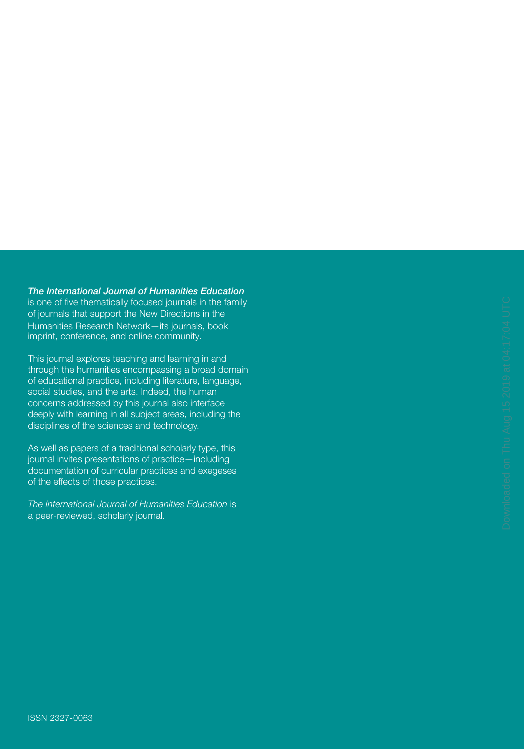***The International Journal of Humanities Education*** is one of five thematically focused journals in the family of journals that support the New Directions in the Humanities Research Network—its journals, book imprint, conference, and online community.

This journal explores teaching and learning in and through the humanities encompassing a broad domain of educational practice, including literature, language, social studies, and the arts. Indeed, the human concerns addressed by this journal also interface deeply with learning in all subject areas, including the disciplines of the sciences and technology.

As well as papers of a traditional scholarly type, this journal invites presentations of practice—including documentation of curricular practices and exegeses of the effects of those practices.

*The International Journal of Humanities Education* is a peer-reviewed, scholarly journal.

ISSN 2327-0063